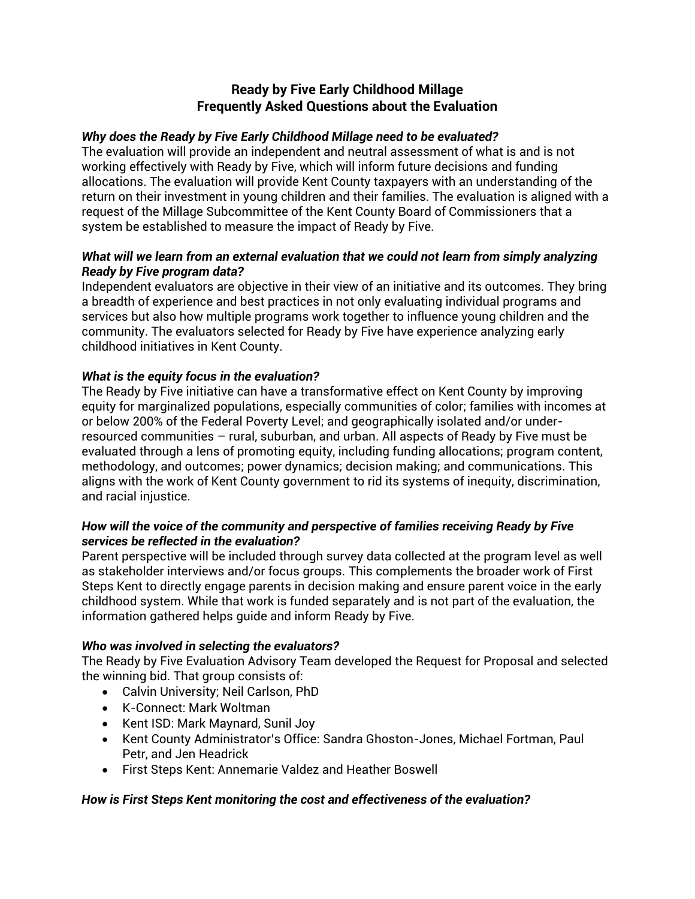# Ready by Five Early Childhood Millage
# Frequently Asked Questions about the Evaluation

***Why does the Ready by Five Early Childhood Millage need to be evaluated?***

The evaluation will provide an independent and neutral assessment of what is and is not working effectively with Ready by Five, which will inform future decisions and funding allocations. The evaluation will provide Kent County taxpayers with an understanding of the return on their investment in young children and their families. The evaluation is aligned with a request of the Millage Subcommittee of the Kent County Board of Commissioners that a system be established to measure the impact of Ready by Five.

***What will we learn from an external evaluation that we could not learn from simply analyzing Ready by Five program data?***

Independent evaluators are objective in their view of an initiative and its outcomes. They bring a breadth of experience and best practices in not only evaluating individual programs and services but also how multiple programs work together to influence young children and the community. The evaluators selected for Ready by Five have experience analyzing early childhood initiatives in Kent County.

***What is the equity focus in the evaluation?***

The Ready by Five initiative can have a transformative effect on Kent County by improving equity for marginalized populations, especially communities of color; families with incomes at or below 200% of the Federal Poverty Level; and geographically isolated and/or under-resourced communities – rural, suburban, and urban. All aspects of Ready by Five must be evaluated through a lens of promoting equity, including funding allocations; program content, methodology, and outcomes; power dynamics; decision making; and communications. This aligns with the work of Kent County government to rid its systems of inequity, discrimination, and racial injustice.

***How will the voice of the community and perspective of families receiving Ready by Five services be reflected in the evaluation?***

Parent perspective will be included through survey data collected at the program level as well as stakeholder interviews and/or focus groups. This complements the broader work of First Steps Kent to directly engage parents in decision making and ensure parent voice in the early childhood system. While that work is funded separately and is not part of the evaluation, the information gathered helps guide and inform Ready by Five.

***Who was involved in selecting the evaluators?***

The Ready by Five Evaluation Advisory Team developed the Request for Proposal and selected the winning bid. That group consists of:

- Calvin University; Neil Carlson, PhD
- K-Connect: Mark Woltman
- Kent ISD: Mark Maynard, Sunil Joy
- Kent County Administrator's Office: Sandra Ghoston-Jones, Michael Fortman, Paul Petr, and Jen Headrick
- First Steps Kent: Annemarie Valdez and Heather Boswell

***How is First Steps Kent monitoring the cost and effectiveness of the evaluation?***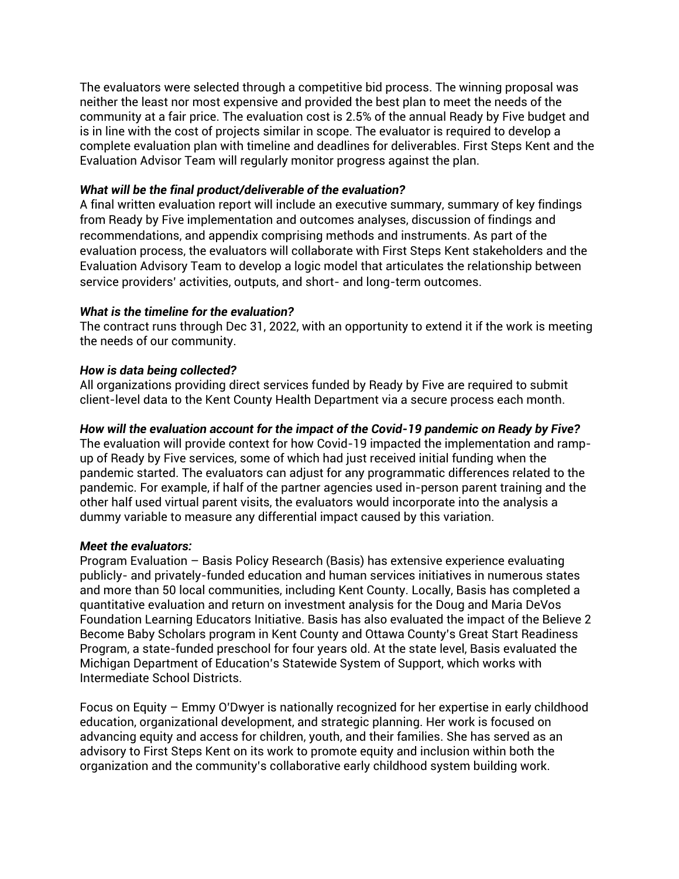The evaluators were selected through a competitive bid process. The winning proposal was neither the least nor most expensive and provided the best plan to meet the needs of the community at a fair price. The evaluation cost is 2.5% of the annual Ready by Five budget and is in line with the cost of projects similar in scope. The evaluator is required to develop a complete evaluation plan with timeline and deadlines for deliverables. First Steps Kent and the Evaluation Advisor Team will regularly monitor progress against the plan.

***What will be the final product/deliverable of the evaluation?***

A final written evaluation report will include an executive summary, summary of key findings from Ready by Five implementation and outcomes analyses, discussion of findings and recommendations, and appendix comprising methods and instruments. As part of the evaluation process, the evaluators will collaborate with First Steps Kent stakeholders and the Evaluation Advisory Team to develop a logic model that articulates the relationship between service providers' activities, outputs, and short- and long-term outcomes.

***What is the timeline for the evaluation?***

The contract runs through Dec 31, 2022, with an opportunity to extend it if the work is meeting the needs of our community.

***How is data being collected?***

All organizations providing direct services funded by Ready by Five are required to submit client-level data to the Kent County Health Department via a secure process each month.

***How will the evaluation account for the impact of the Covid-19 pandemic on Ready by Five?***

The evaluation will provide context for how Covid-19 impacted the implementation and ramp-up of Ready by Five services, some of which had just received initial funding when the pandemic started. The evaluators can adjust for any programmatic differences related to the pandemic. For example, if half of the partner agencies used in-person parent training and the other half used virtual parent visits, the evaluators would incorporate into the analysis a dummy variable to measure any differential impact caused by this variation.

***Meet the evaluators:***

Program Evaluation – Basis Policy Research (Basis) has extensive experience evaluating publicly- and privately-funded education and human services initiatives in numerous states and more than 50 local communities, including Kent County. Locally, Basis has completed a quantitative evaluation and return on investment analysis for the Doug and Maria DeVos Foundation Learning Educators Initiative. Basis has also evaluated the impact of the Believe 2 Become Baby Scholars program in Kent County and Ottawa County's Great Start Readiness Program, a state-funded preschool for four years old. At the state level, Basis evaluated the Michigan Department of Education's Statewide System of Support, which works with Intermediate School Districts.

Focus on Equity – Emmy O'Dwyer is nationally recognized for her expertise in early childhood education, organizational development, and strategic planning. Her work is focused on advancing equity and access for children, youth, and their families. She has served as an advisory to First Steps Kent on its work to promote equity and inclusion within both the organization and the community's collaborative early childhood system building work.